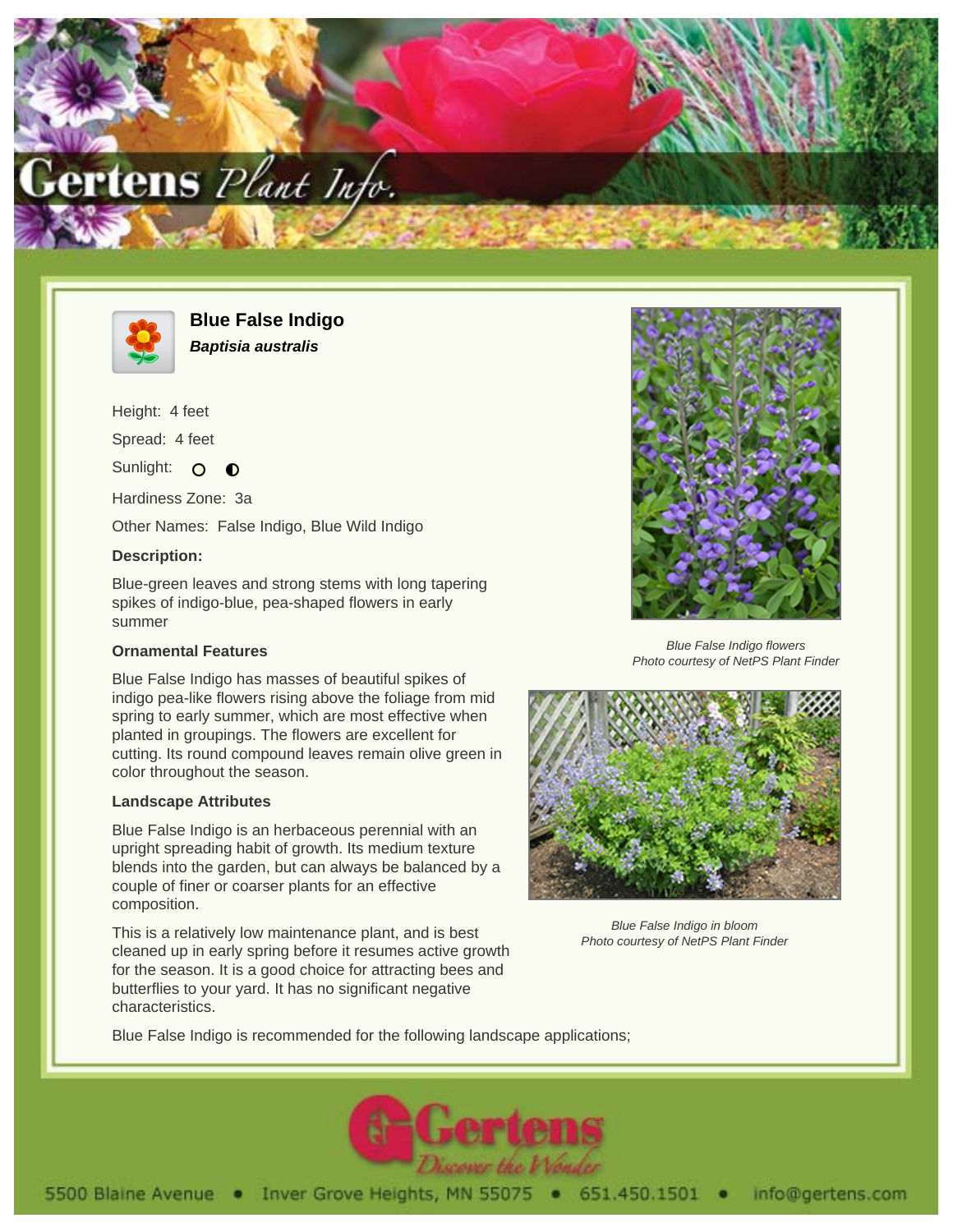# Blue False Indigo

***Baptisia australis***

Height: 4 feet

Spread: 4 feet

Sunlight: ○ ◐

Hardiness Zone: 3a

Other Names: False Indigo, Blue Wild Indigo

**Description:**

Blue-green leaves and strong stems with long tapering spikes of indigo-blue, pea-shaped flowers in early summer

*Blue False Indigo flowers*
*Photo courtesy of NetPS Plant Finder*

### Ornamental Features

Blue False Indigo has masses of beautiful spikes of indigo pea-like flowers rising above the foliage from mid spring to early summer, which are most effective when planted in groupings. The flowers are excellent for cutting. Its round compound leaves remain olive green in color throughout the season.

*Blue False Indigo in bloom*
*Photo courtesy of NetPS Plant Finder*

### Landscape Attributes

Blue False Indigo is an herbaceous perennial with an upright spreading habit of growth. Its medium texture blends into the garden, but can always be balanced by a couple of finer or coarser plants for an effective composition.

This is a relatively low maintenance plant, and is best cleaned up in early spring before it resumes active growth for the season. It is a good choice for attracting bees and butterflies to your yard. It has no significant negative characteristics.

Blue False Indigo is recommended for the following landscape applications;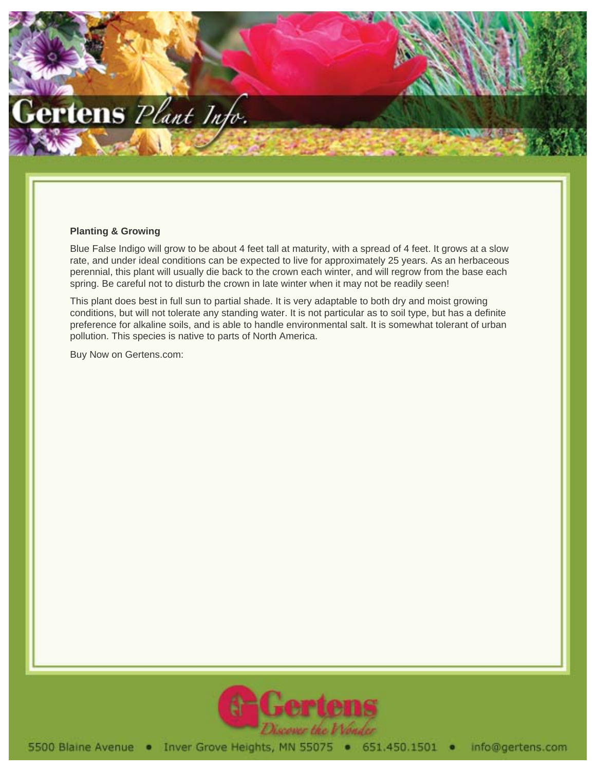**Planting & Growing**

Blue False Indigo will grow to be about 4 feet tall at maturity, with a spread of 4 feet. It grows at a slow rate, and under ideal conditions can be expected to live for approximately 25 years. As an herbaceous perennial, this plant will usually die back to the crown each winter, and will regrow from the base each spring. Be careful not to disturb the crown in late winter when it may not be readily seen!

This plant does best in full sun to partial shade. It is very adaptable to both dry and moist growing conditions, but will not tolerate any standing water. It is not particular as to soil type, but has a definite preference for alkaline soils, and is able to handle environmental salt. It is somewhat tolerant of urban pollution. This species is native to parts of North America.

Buy Now on Gertens.com: